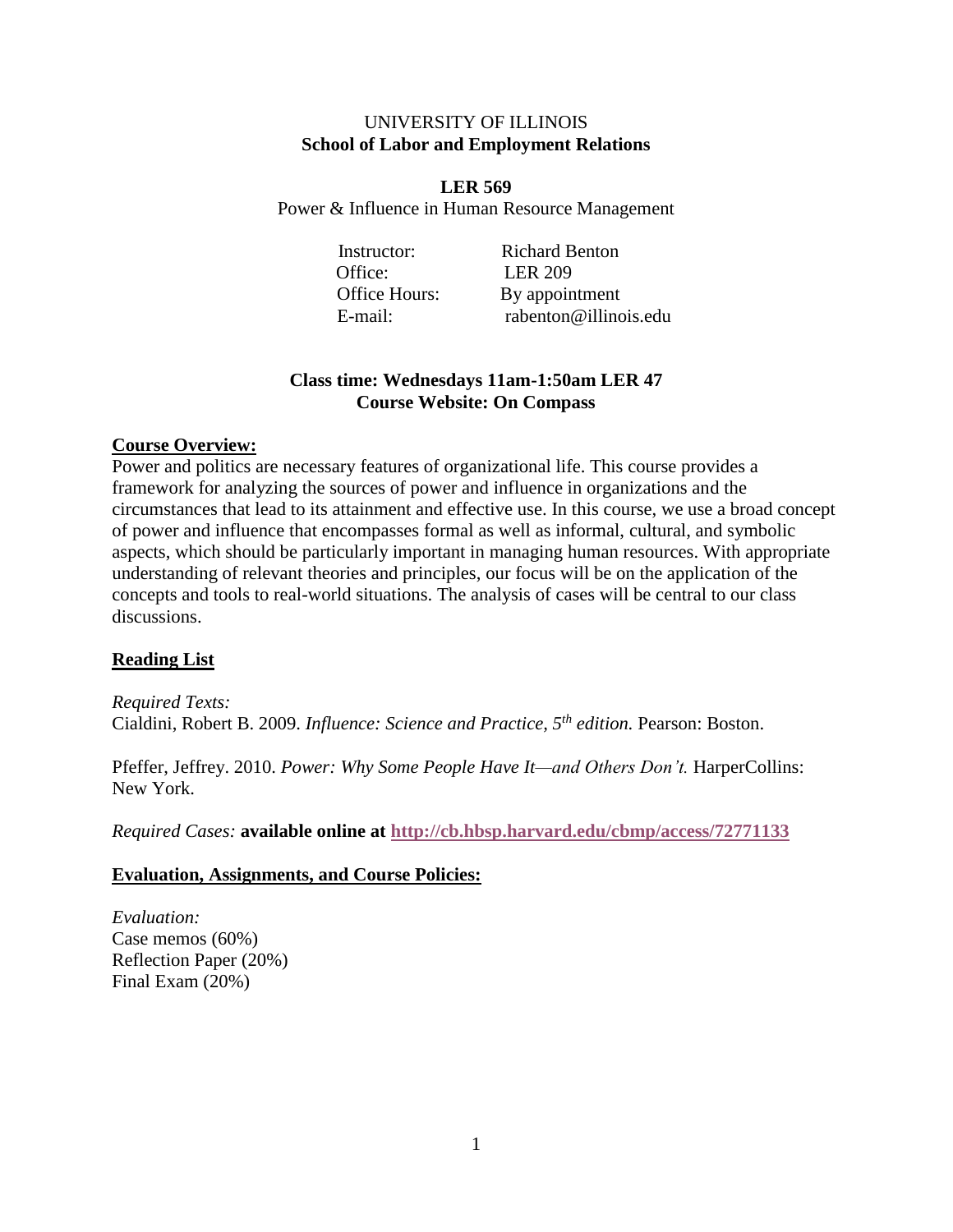UNIVERSITY OF ILLINOIS
**School of Labor and Employment Relations**

**LER 569**

Power & Influence in Human Resource Management

Instructor: Richard Benton
Office: LER 209
Office Hours: By appointment
E-mail: rabenton@illinois.edu

**Class time: Wednesdays 11am-1:50am LER 47**
**Course Website: On Compass**

## Course Overview:

Power and politics are necessary features of organizational life. This course provides a framework for analyzing the sources of power and influence in organizations and the circumstances that lead to its attainment and effective use. In this course, we use a broad concept of power and influence that encompasses formal as well as informal, cultural, and symbolic aspects, which should be particularly important in managing human resources. With appropriate understanding of relevant theories and principles, our focus will be on the application of the concepts and tools to real-world situations. The analysis of cases will be central to our class discussions.

## Reading List

*Required Texts:*
Cialdini, Robert B. 2009. *Influence: Science and Practice, 5th edition.* Pearson: Boston.

Pfeffer, Jeffrey. 2010. *Power: Why Some People Have It—and Others Don't.* HarperCollins: New York.

*Required Cases:* **available online at http://cb.hbsp.harvard.edu/cbmp/access/72771133**

## Evaluation, Assignments, and Course Policies:

*Evaluation:*
Case memos (60%)
Reflection Paper (20%)
Final Exam (20%)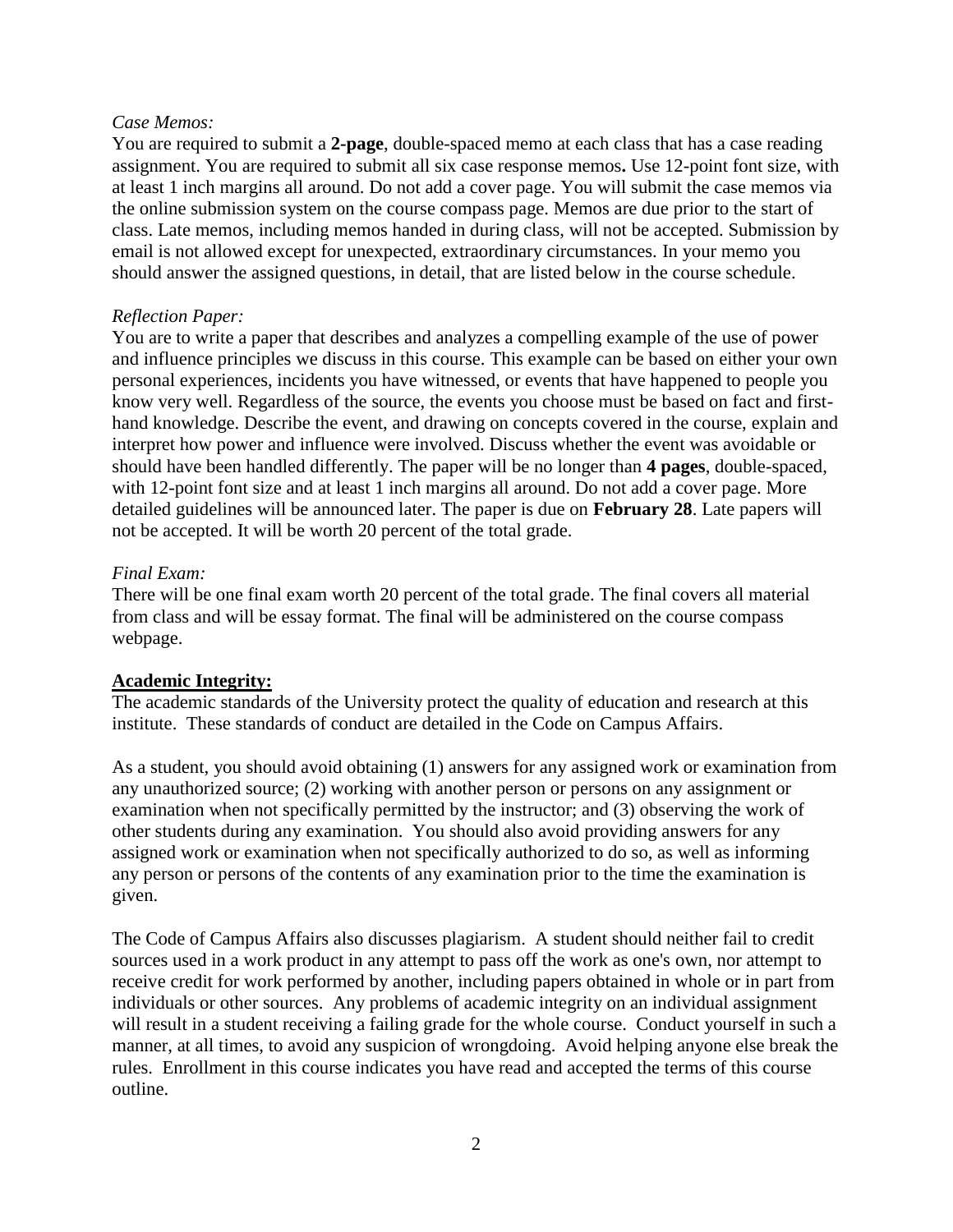*Case Memos:*

You are required to submit a **2-page**, double-spaced memo at each class that has a case reading assignment. You are required to submit all six case response memos**.** Use 12-point font size, with at least 1 inch margins all around. Do not add a cover page. You will submit the case memos via the online submission system on the course compass page. Memos are due prior to the start of class. Late memos, including memos handed in during class, will not be accepted. Submission by email is not allowed except for unexpected, extraordinary circumstances. In your memo you should answer the assigned questions, in detail, that are listed below in the course schedule.

*Reflection Paper:*

You are to write a paper that describes and analyzes a compelling example of the use of power and influence principles we discuss in this course. This example can be based on either your own personal experiences, incidents you have witnessed, or events that have happened to people you know very well. Regardless of the source, the events you choose must be based on fact and first-hand knowledge. Describe the event, and drawing on concepts covered in the course, explain and interpret how power and influence were involved. Discuss whether the event was avoidable or should have been handled differently. The paper will be no longer than **4 pages**, double-spaced, with 12-point font size and at least 1 inch margins all around. Do not add a cover page. More detailed guidelines will be announced later. The paper is due on **February 28**. Late papers will not be accepted. It will be worth 20 percent of the total grade.

*Final Exam:*

There will be one final exam worth 20 percent of the total grade. The final covers all material from class and will be essay format. The final will be administered on the course compass webpage.

**Academic Integrity:**

The academic standards of the University protect the quality of education and research at this institute. These standards of conduct are detailed in the Code on Campus Affairs.

As a student, you should avoid obtaining (1) answers for any assigned work or examination from any unauthorized source; (2) working with another person or persons on any assignment or examination when not specifically permitted by the instructor; and (3) observing the work of other students during any examination. You should also avoid providing answers for any assigned work or examination when not specifically authorized to do so, as well as informing any person or persons of the contents of any examination prior to the time the examination is given.

The Code of Campus Affairs also discusses plagiarism. A student should neither fail to credit sources used in a work product in any attempt to pass off the work as one's own, nor attempt to receive credit for work performed by another, including papers obtained in whole or in part from individuals or other sources. Any problems of academic integrity on an individual assignment will result in a student receiving a failing grade for the whole course. Conduct yourself in such a manner, at all times, to avoid any suspicion of wrongdoing. Avoid helping anyone else break the rules. Enrollment in this course indicates you have read and accepted the terms of this course outline.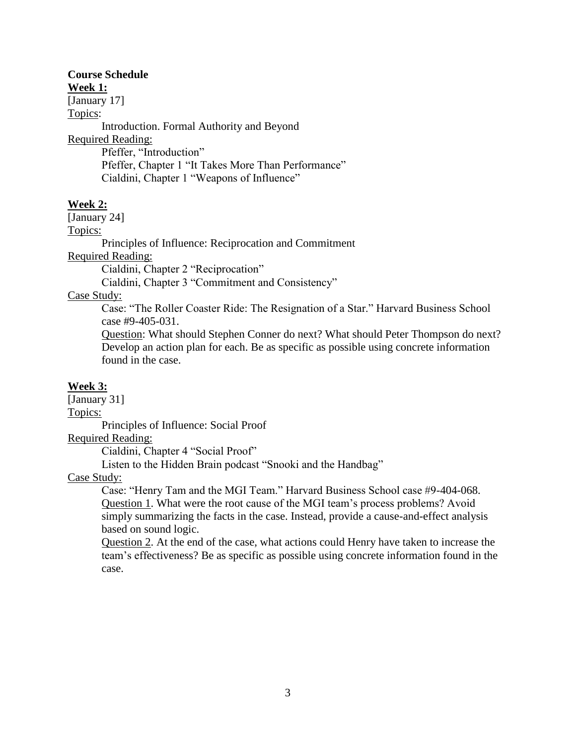**Course Schedule**

**Week 1:**

[January 17]

Topics:

Introduction. Formal Authority and Beyond

Required Reading:

Pfeffer, "Introduction"

Pfeffer, Chapter 1 "It Takes More Than Performance"

Cialdini, Chapter 1 "Weapons of Influence"

**Week 2:**

[January 24]

Topics:

Principles of Influence: Reciprocation and Commitment

Required Reading:

Cialdini, Chapter 2 "Reciprocation"

Cialdini, Chapter 3 "Commitment and Consistency"

Case Study:

Case: "The Roller Coaster Ride: The Resignation of a Star." Harvard Business School case #9-405-031.

Question: What should Stephen Conner do next? What should Peter Thompson do next? Develop an action plan for each. Be as specific as possible using concrete information found in the case.

**Week 3:**

[January 31]

Topics:

Principles of Influence: Social Proof

Required Reading:

Cialdini, Chapter 4 "Social Proof"

Listen to the Hidden Brain podcast "Snooki and the Handbag"

Case Study:

Case: "Henry Tam and the MGI Team." Harvard Business School case #9-404-068.

Question 1. What were the root cause of the MGI team's process problems? Avoid simply summarizing the facts in the case. Instead, provide a cause-and-effect analysis based on sound logic.

Question 2. At the end of the case, what actions could Henry have taken to increase the team's effectiveness? Be as specific as possible using concrete information found in the case.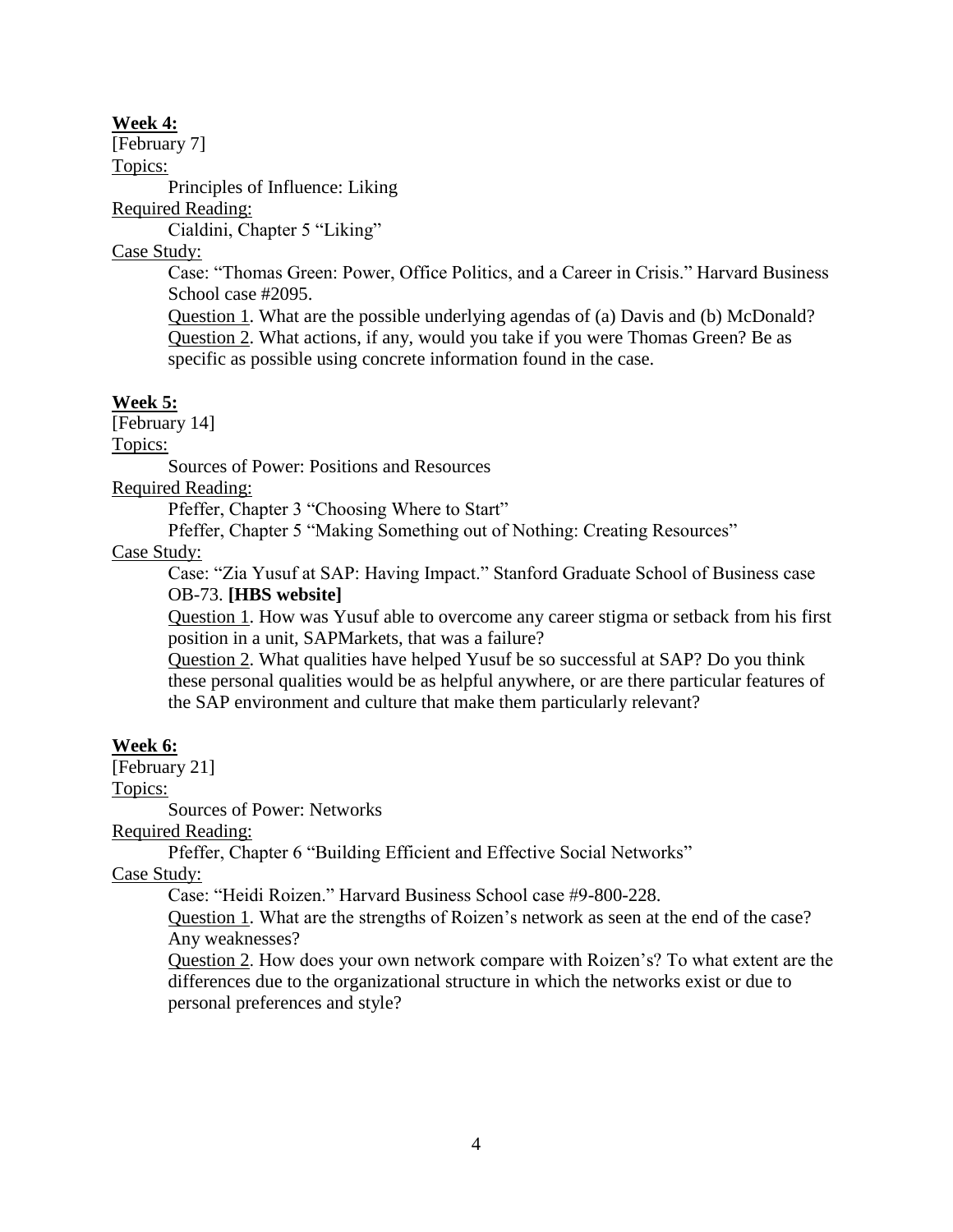**Week 4:**

[February 7]

Topics:

Principles of Influence: Liking

Required Reading:

Cialdini, Chapter 5 "Liking"

Case Study:

Case: "Thomas Green: Power, Office Politics, and a Career in Crisis." Harvard Business School case #2095.

Question 1. What are the possible underlying agendas of (a) Davis and (b) McDonald?

Question 2. What actions, if any, would you take if you were Thomas Green? Be as specific as possible using concrete information found in the case.

**Week 5:**

[February 14]

Topics:

Sources of Power: Positions and Resources

Required Reading:

Pfeffer, Chapter 3 "Choosing Where to Start"

Pfeffer, Chapter 5 "Making Something out of Nothing: Creating Resources"

Case Study:

Case: "Zia Yusuf at SAP: Having Impact." Stanford Graduate School of Business case OB-73. **[HBS website]**

Question 1. How was Yusuf able to overcome any career stigma or setback from his first position in a unit, SAPMarkets, that was a failure?

Question 2. What qualities have helped Yusuf be so successful at SAP? Do you think these personal qualities would be as helpful anywhere, or are there particular features of the SAP environment and culture that make them particularly relevant?

**Week 6:**

[February 21]

Topics:

Sources of Power: Networks

Required Reading:

Pfeffer, Chapter 6 "Building Efficient and Effective Social Networks"

Case Study:

Case: "Heidi Roizen." Harvard Business School case #9-800-228.

Question 1. What are the strengths of Roizen's network as seen at the end of the case? Any weaknesses?

Question 2. How does your own network compare with Roizen's? To what extent are the differences due to the organizational structure in which the networks exist or due to personal preferences and style?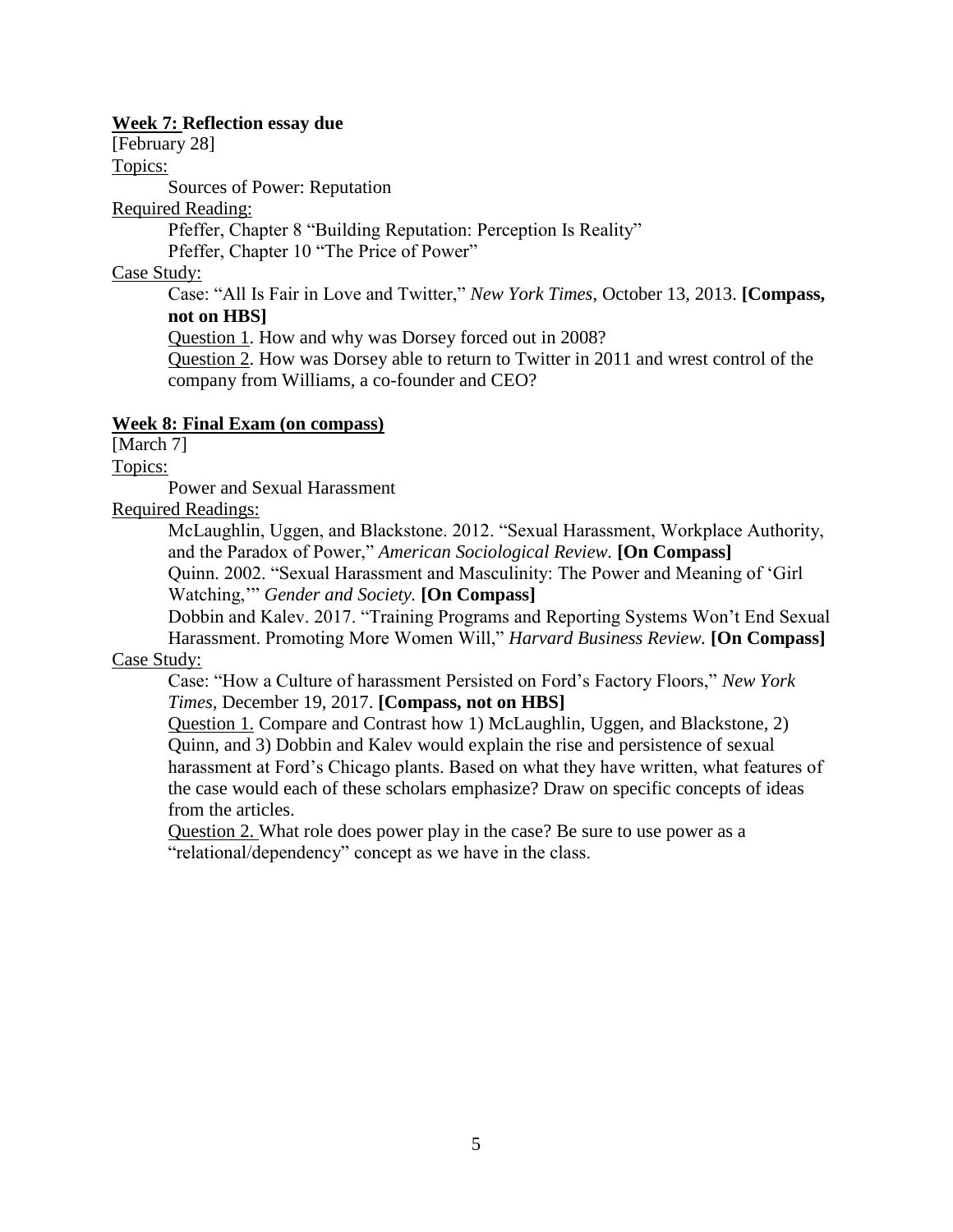**Week 7: Reflection essay due**

[February 28]

Topics:

Sources of Power: Reputation

Required Reading:

Pfeffer, Chapter 8 "Building Reputation: Perception Is Reality"

Pfeffer, Chapter 10 "The Price of Power"

Case Study:

Case: "All Is Fair in Love and Twitter," *New York Times*, October 13, 2013. **[Compass, not on HBS]**

Question 1. How and why was Dorsey forced out in 2008?

Question 2. How was Dorsey able to return to Twitter in 2011 and wrest control of the company from Williams, a co-founder and CEO?

**Week 8: Final Exam (on compass)**

[March 7]

Topics:

Power and Sexual Harassment

Required Readings:

McLaughlin, Uggen, and Blackstone. 2012. "Sexual Harassment, Workplace Authority, and the Paradox of Power," *American Sociological Review.* **[On Compass]**

Quinn. 2002. "Sexual Harassment and Masculinity: The Power and Meaning of 'Girl Watching,'" *Gender and Society.* **[On Compass]**

Dobbin and Kalev. 2017. "Training Programs and Reporting Systems Won't End Sexual Harassment. Promoting More Women Will," *Harvard Business Review.* **[On Compass]**

Case Study:

Case: "How a Culture of harassment Persisted on Ford's Factory Floors," *New York Times*, December 19, 2017. **[Compass, not on HBS]**

Question 1. Compare and Contrast how 1) McLaughlin, Uggen, and Blackstone, 2) Quinn, and 3) Dobbin and Kalev would explain the rise and persistence of sexual harassment at Ford's Chicago plants. Based on what they have written, what features of the case would each of these scholars emphasize? Draw on specific concepts of ideas from the articles.

Question 2. What role does power play in the case? Be sure to use power as a "relational/dependency" concept as we have in the class.